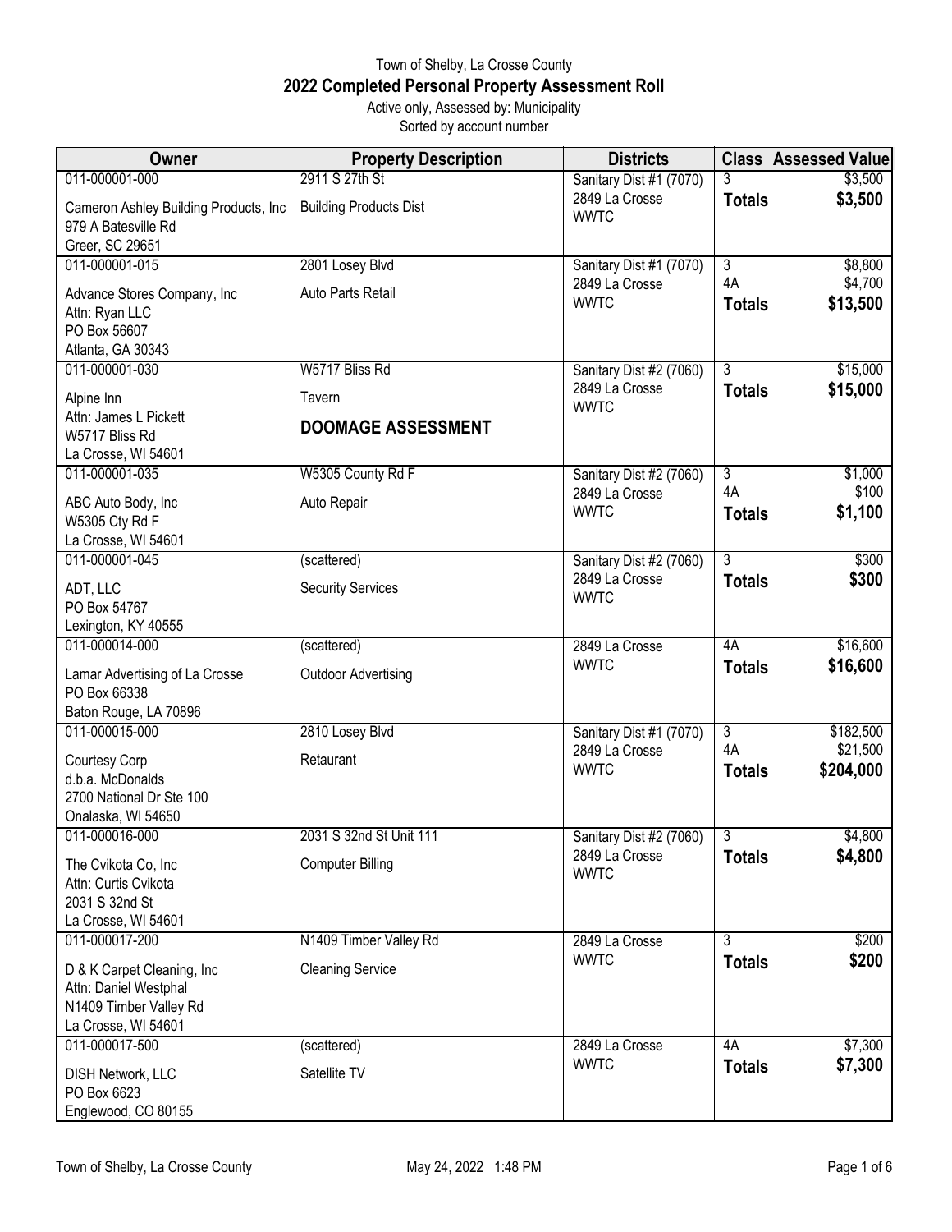Town of Shelby, La Crosse County

## 2022 Completed Personal Property Assessment Roll

Active only, Assessed by: Municipality
Sorted by account number

| Owner | Property Description | Districts | Class | Assessed Value |
|---|---|---|---|---|
| 011-000001-000<br>Cameron Ashley Building Products, Inc<br>979 A Batesville Rd<br>Greer, SC 29651 | 2911 S 27th St<br>Building Products Dist | Sanitary Dist #1 (7070)<br>2849 La Crosse<br>WWTC | 3<br>**Totals** | \$3,500<br>**\$3,500** |
| 011-000001-015<br>Advance Stores Company, Inc<br>Attn: Ryan LLC<br>PO Box 56607<br>Atlanta, GA 30343 | 2801 Losey Blvd<br>Auto Parts Retail | Sanitary Dist #1 (7070)<br>2849 La Crosse<br>WWTC | 3<br>4A<br>**Totals** | \$8,800<br>\$4,700<br>**\$13,500** |
| 011-000001-030<br>Alpine Inn<br>Attn: James L Pickett<br>W5717 Bliss Rd<br>La Crosse, WI 54601 | W5717 Bliss Rd<br>Tavern<br>**DOOMAGE ASSESSMENT** | Sanitary Dist #2 (7060)<br>2849 La Crosse<br>WWTC | 3<br>**Totals** | \$15,000<br>**\$15,000** |
| 011-000001-035<br>ABC Auto Body, Inc<br>W5305 Cty Rd F<br>La Crosse, WI 54601 | W5305 County Rd F<br>Auto Repair | Sanitary Dist #2 (7060)<br>2849 La Crosse<br>WWTC | 3<br>4A<br>**Totals** | \$1,000<br>\$100<br>**\$1,100** |
| 011-000001-045<br>ADT, LLC<br>PO Box 54767<br>Lexington, KY 40555 | (scattered)<br>Security Services | Sanitary Dist #2 (7060)<br>2849 La Crosse<br>WWTC | 3<br>**Totals** | \$300<br>**\$300** |
| 011-000014-000<br>Lamar Advertising of La Crosse<br>PO Box 66338<br>Baton Rouge, LA 70896 | (scattered)<br>Outdoor Advertising | 2849 La Crosse<br>WWTC | 4A<br>**Totals** | \$16,600<br>**\$16,600** |
| 011-000015-000<br>Courtesy Corp<br>d.b.a. McDonalds<br>2700 National Dr Ste 100<br>Onalaska, WI 54650 | 2810 Losey Blvd<br>Retaurant | Sanitary Dist #1 (7070)<br>2849 La Crosse<br>WWTC | 3<br>4A<br>**Totals** | \$182,500<br>\$21,500<br>**\$204,000** |
| 011-000016-000<br>The Cvikota Co, Inc<br>Attn: Curtis Cvikota<br>2031 S 32nd St<br>La Crosse, WI 54601 | 2031 S 32nd St Unit 111<br>Computer Billing | Sanitary Dist #2 (7060)<br>2849 La Crosse<br>WWTC | 3<br>**Totals** | \$4,800<br>**\$4,800** |
| 011-000017-200<br>D & K Carpet Cleaning, Inc<br>Attn: Daniel Westphal<br>N1409 Timber Valley Rd<br>La Crosse, WI 54601 | N1409 Timber Valley Rd<br>Cleaning Service | 2849 La Crosse<br>WWTC | 3<br>**Totals** | \$200<br>**\$200** |
| 011-000017-500<br>DISH Network, LLC<br>PO Box 6623<br>Englewood, CO 80155 | (scattered)<br>Satellite TV | 2849 La Crosse<br>WWTC | 4A<br>**Totals** | \$7,300<br>**\$7,300** |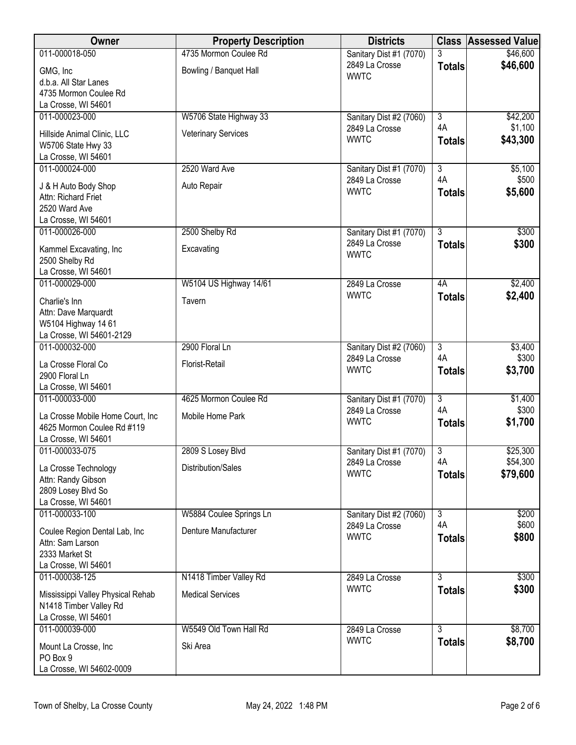| Owner | Property Description | Districts | Class | Assessed Value |
|---|---|---|---|---|
| 011-000018-050<br>GMG, Inc<br>d.b.a. All Star Lanes<br>4735 Mormon Coulee Rd<br>La Crosse, WI 54601 | 4735 Mormon Coulee Rd<br>Bowling / Banquet Hall | Sanitary Dist #1 (7070)<br>2849 La Crosse<br>WWTC | 3<br>**Totals** | \$46,600<br>**\$46,600** |
| 011-000023-000<br>Hillside Animal Clinic, LLC<br>W5706 State Hwy 33<br>La Crosse, WI 54601 | W5706 State Highway 33<br>Veterinary Services | Sanitary Dist #2 (7060)<br>2849 La Crosse<br>WWTC | 3<br>4A<br>**Totals** | \$42,200<br>\$1,100<br>**\$43,300** |
| 011-000024-000<br>J & H Auto Body Shop<br>Attn: Richard Friet<br>2520 Ward Ave<br>La Crosse, WI 54601 | 2520 Ward Ave<br>Auto Repair | Sanitary Dist #1 (7070)<br>2849 La Crosse<br>WWTC | 3<br>4A<br>**Totals** | \$5,100<br>\$500<br>**\$5,600** |
| 011-000026-000<br>Kammel Excavating, Inc<br>2500 Shelby Rd<br>La Crosse, WI 54601 | 2500 Shelby Rd<br>Excavating | Sanitary Dist #1 (7070)<br>2849 La Crosse<br>WWTC | 3<br>**Totals** | \$300<br>**\$300** |
| 011-000029-000<br>Charlie's Inn<br>Attn: Dave Marquardt<br>W5104 Highway 14 61<br>La Crosse, WI 54601-2129 | W5104 US Highway 14/61<br>Tavern | 2849 La Crosse<br>WWTC | 4A<br>**Totals** | \$2,400<br>**\$2,400** |
| 011-000032-000<br>La Crosse Floral Co<br>2900 Floral Ln<br>La Crosse, WI 54601 | 2900 Floral Ln<br>Florist-Retail | Sanitary Dist #2 (7060)<br>2849 La Crosse<br>WWTC | 3<br>4A<br>**Totals** | \$3,400<br>\$300<br>**\$3,700** |
| 011-000033-000<br>La Crosse Mobile Home Court, Inc<br>4625 Mormon Coulee Rd #119<br>La Crosse, WI 54601 | 4625 Mormon Coulee Rd<br>Mobile Home Park | Sanitary Dist #1 (7070)<br>2849 La Crosse<br>WWTC | 3<br>4A<br>**Totals** | \$1,400<br>\$300<br>**\$1,700** |
| 011-000033-075<br>La Crosse Technology<br>Attn: Randy Gibson<br>2809 Losey Blvd So<br>La Crosse, WI 54601 | 2809 S Losey Blvd<br>Distribution/Sales | Sanitary Dist #1 (7070)<br>2849 La Crosse<br>WWTC | 3<br>4A<br>**Totals** | \$25,300<br>\$54,300<br>**\$79,600** |
| 011-000033-100<br>Coulee Region Dental Lab, Inc<br>Attn: Sam Larson<br>2333 Market St<br>La Crosse, WI 54601 | W5884 Coulee Springs Ln<br>Denture Manufacturer | Sanitary Dist #2 (7060)<br>2849 La Crosse<br>WWTC | 3<br>4A<br>**Totals** | \$200<br>\$600<br>**\$800** |
| 011-000038-125<br>Mississippi Valley Physical Rehab<br>N1418 Timber Valley Rd<br>La Crosse, WI 54601 | N1418 Timber Valley Rd<br>Medical Services | 2849 La Crosse<br>WWTC | 3<br>**Totals** | \$300<br>**\$300** |
| 011-000039-000<br>Mount La Crosse, Inc<br>PO Box 9<br>La Crosse, WI 54602-0009 | W5549 Old Town Hall Rd<br>Ski Area | 2849 La Crosse<br>WWTC | 3<br>**Totals** | \$8,700<br>**\$8,700** |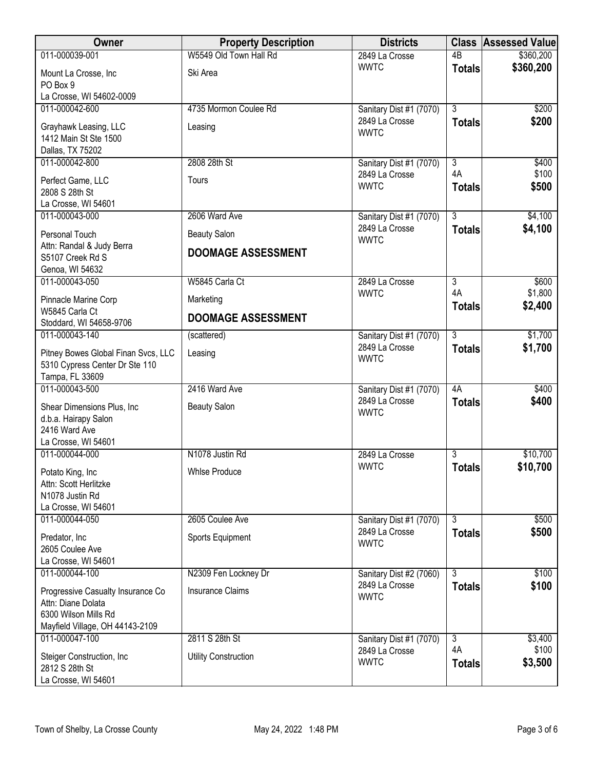| Owner | Property Description | Districts | Class | Assessed Value |
|---|---|---|---|---|
| 011-000039-001<br>Mount La Crosse, Inc<br>PO Box 9<br>La Crosse, WI 54602-0009 | W5549 Old Town Hall Rd<br>Ski Area | 2849 La Crosse<br>WWTC | 4B<br>**Totals** | $360,200<br>**$360,200** |
| 011-000042-600<br>Grayhawk Leasing, LLC<br>1412 Main St Ste 1500<br>Dallas, TX 75202 | 4735 Mormon Coulee Rd<br>Leasing | Sanitary Dist #1 (7070)<br>2849 La Crosse<br>WWTC | 3<br>**Totals** | $200<br>**$200** |
| 011-000042-800<br>Perfect Game, LLC<br>2808 S 28th St<br>La Crosse, WI 54601 | 2808 28th St<br>Tours | Sanitary Dist #1 (7070)<br>2849 La Crosse<br>WWTC | 3<br>4A<br>**Totals** | $400<br>$100<br>**$500** |
| 011-000043-000<br>Personal Touch<br>Attn: Randal & Judy Berra<br>S5107 Creek Rd S<br>Genoa, WI 54632 | 2606 Ward Ave<br>Beauty Salon<br>**DOOMAGE ASSESSMENT** | Sanitary Dist #1 (7070)<br>2849 La Crosse<br>WWTC | 3<br>**Totals** | $4,100<br>**$4,100** |
| 011-000043-050<br>Pinnacle Marine Corp<br>W5845 Carla Ct<br>Stoddard, WI 54658-9706 | W5845 Carla Ct<br>Marketing<br>**DOOMAGE ASSESSMENT** | 2849 La Crosse<br>WWTC | 3<br>4A<br>**Totals** | $600<br>$1,800<br>**$2,400** |
| 011-000043-140<br>Pitney Bowes Global Finan Svcs, LLC<br>5310 Cypress Center Dr Ste 110<br>Tampa, FL 33609 | (scattered)<br>Leasing | Sanitary Dist #1 (7070)<br>2849 La Crosse<br>WWTC | 3<br>**Totals** | $1,700<br>**$1,700** |
| 011-000043-500<br>Shear Dimensions Plus, Inc<br>d.b.a. Hairapy Salon<br>2416 Ward Ave<br>La Crosse, WI 54601 | 2416 Ward Ave<br>Beauty Salon | Sanitary Dist #1 (7070)<br>2849 La Crosse<br>WWTC | 4A<br>**Totals** | $400<br>**$400** |
| 011-000044-000<br>Potato King, Inc<br>Attn: Scott Herlitzke<br>N1078 Justin Rd<br>La Crosse, WI 54601 | N1078 Justin Rd<br>Whlse Produce | 2849 La Crosse<br>WWTC | 3<br>**Totals** | $10,700<br>**$10,700** |
| 011-000044-050<br>Predator, Inc<br>2605 Coulee Ave<br>La Crosse, WI 54601 | 2605 Coulee Ave<br>Sports Equipment | Sanitary Dist #1 (7070)<br>2849 La Crosse<br>WWTC | 3<br>**Totals** | $500<br>**$500** |
| 011-000044-100<br>Progressive Casualty Insurance Co<br>Attn: Diane Dolata<br>6300 Wilson Mills Rd<br>Mayfield Village, OH 44143-2109 | N2309 Fen Lockney Dr<br>Insurance Claims | Sanitary Dist #2 (7060)<br>2849 La Crosse<br>WWTC | 3<br>**Totals** | $100<br>**$100** |
| 011-000047-100<br>Steiger Construction, Inc<br>2812 S 28th St<br>La Crosse, WI 54601 | 2811 S 28th St<br>Utility Construction | Sanitary Dist #1 (7070)<br>2849 La Crosse<br>WWTC | 3<br>4A<br>**Totals** | $3,400<br>$100<br>**$3,500** |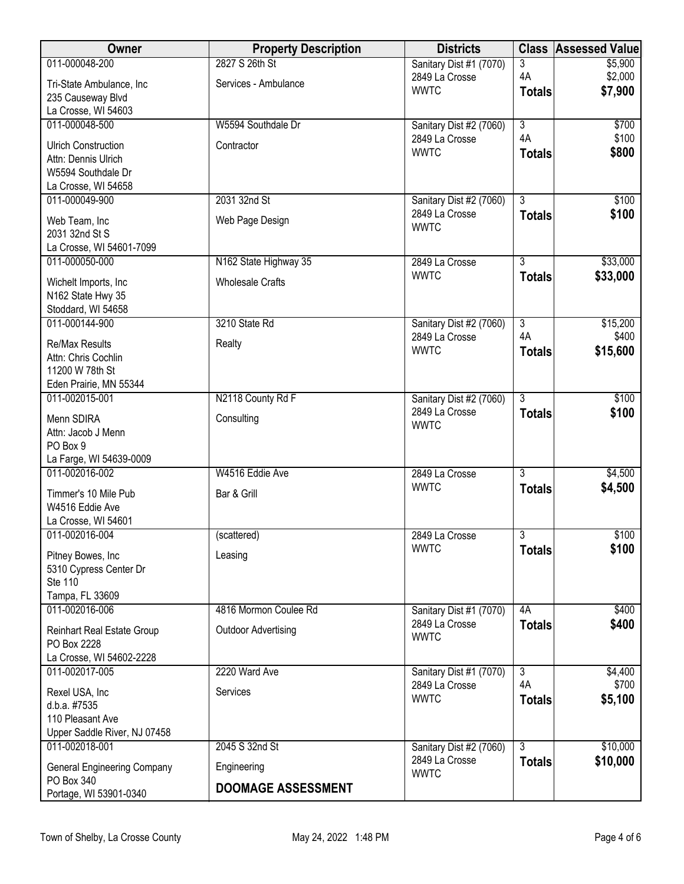| Owner | Property Description | Districts | Class | Assessed Value |
|---|---|---|---|---|
| 011-000048-200<br>Tri-State Ambulance, Inc<br>235 Causeway Blvd<br>La Crosse, WI 54603 | 2827 S 26th St<br>Services - Ambulance | Sanitary Dist #1 (7070)<br>2849 La Crosse<br>WWTC | 3<br>4A<br>**Totals** | $5,900<br>$2,000<br>**$7,900** |
| 011-000048-500<br>Ulrich Construction<br>Attn: Dennis Ulrich<br>W5594 Southdale Dr<br>La Crosse, WI 54658 | W5594 Southdale Dr<br>Contractor | Sanitary Dist #2 (7060)<br>2849 La Crosse<br>WWTC | 3<br>4A<br>**Totals** | $700<br>$100<br>**$800** |
| 011-000049-900<br>Web Team, Inc<br>2031 32nd St S<br>La Crosse, WI 54601-7099 | 2031 32nd St<br>Web Page Design | Sanitary Dist #2 (7060)<br>2849 La Crosse<br>WWTC | 3<br>**Totals** | $100<br>**$100** |
| 011-000050-000<br>Wichelt Imports, Inc<br>N162 State Hwy 35<br>Stoddard, WI 54658 | N162 State Highway 35<br>Wholesale Crafts | 2849 La Crosse<br>WWTC | 3<br>**Totals** | $33,000<br>**$33,000** |
| 011-000144-900<br>Re/Max Results<br>Attn: Chris Cochlin<br>11200 W 78th St<br>Eden Prairie, MN 55344 | 3210 State Rd<br>Realty | Sanitary Dist #2 (7060)<br>2849 La Crosse<br>WWTC | 3<br>4A<br>**Totals** | $15,200<br>$400<br>**$15,600** |
| 011-002015-001<br>Menn SDIRA<br>Attn: Jacob J Menn<br>PO Box 9<br>La Farge, WI 54639-0009 | N2118 County Rd F<br>Consulting | Sanitary Dist #2 (7060)<br>2849 La Crosse<br>WWTC | 3<br>**Totals** | $100<br>**$100** |
| 011-002016-002<br>Timmer's 10 Mile Pub<br>W4516 Eddie Ave<br>La Crosse, WI 54601 | W4516 Eddie Ave<br>Bar & Grill | 2849 La Crosse<br>WWTC | 3<br>**Totals** | $4,500<br>**$4,500** |
| 011-002016-004<br>Pitney Bowes, Inc<br>5310 Cypress Center Dr<br>Ste 110<br>Tampa, FL 33609 | (scattered)<br>Leasing | 2849 La Crosse<br>WWTC | 3<br>**Totals** | $100<br>**$100** |
| 011-002016-006<br>Reinhart Real Estate Group<br>PO Box 2228<br>La Crosse, WI 54602-2228 | 4816 Mormon Coulee Rd<br>Outdoor Advertising | Sanitary Dist #1 (7070)<br>2849 La Crosse<br>WWTC | 4A<br>**Totals** | $400<br>**$400** |
| 011-002017-005<br>Rexel USA, Inc<br>d.b.a. #7535<br>110 Pleasant Ave<br>Upper Saddle River, NJ 07458 | 2220 Ward Ave<br>Services | Sanitary Dist #1 (7070)<br>2849 La Crosse<br>WWTC | 3<br>4A<br>**Totals** | $4,400<br>$700<br>**$5,100** |
| 011-002018-001<br>General Engineering Company<br>PO Box 340<br>Portage, WI 53901-0340 | 2045 S 32nd St<br>Engineering<br>**DOOMAGE ASSESSMENT** | Sanitary Dist #2 (7060)<br>2849 La Crosse<br>WWTC | 3<br>**Totals** | $10,000<br>**$10,000** |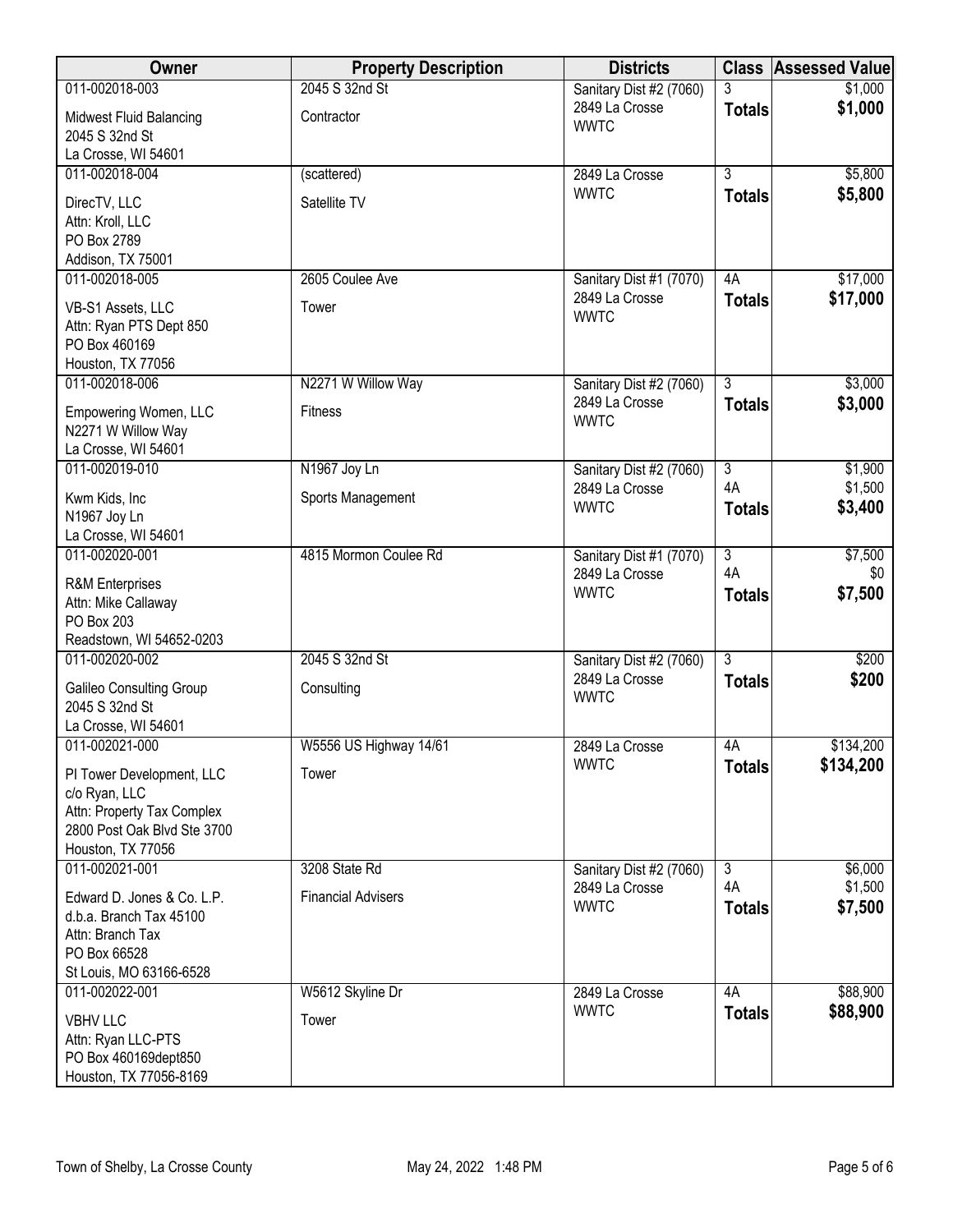| Owner | Property Description | Districts | Class | Assessed Value |
|---|---|---|---|---|
| 011-002018-003<br>Midwest Fluid Balancing<br>2045 S 32nd St<br>La Crosse, WI 54601 | 2045 S 32nd St<br>Contractor | Sanitary Dist #2 (7060)<br>2849 La Crosse<br>WWTC | 3<br>**Totals** | $1,000<br>**$1,000** |
| 011-002018-004<br>DirecTV, LLC<br>Attn: Kroll, LLC<br>PO Box 2789<br>Addison, TX 75001 | (scattered)<br>Satellite TV | 2849 La Crosse<br>WWTC | 3<br>**Totals** | $5,800<br>**$5,800** |
| 011-002018-005<br>VB-S1 Assets, LLC<br>Attn: Ryan PTS Dept 850<br>PO Box 460169<br>Houston, TX 77056 | 2605 Coulee Ave<br>Tower | Sanitary Dist #1 (7070)<br>2849 La Crosse<br>WWTC | 4A<br>**Totals** | $17,000<br>**$17,000** |
| 011-002018-006<br>Empowering Women, LLC<br>N2271 W Willow Way<br>La Crosse, WI 54601 | N2271 W Willow Way<br>Fitness | Sanitary Dist #2 (7060)<br>2849 La Crosse<br>WWTC | 3<br>**Totals** | $3,000<br>**$3,000** |
| 011-002019-010<br>Kwm Kids, Inc<br>N1967 Joy Ln<br>La Crosse, WI 54601 | N1967 Joy Ln<br>Sports Management | Sanitary Dist #2 (7060)<br>2849 La Crosse<br>WWTC | 3<br>4A<br>**Totals** | $1,900<br>$1,500<br>**$3,400** |
| 011-002020-001<br>R&M Enterprises<br>Attn: Mike Callaway<br>PO Box 203<br>Readstown, WI 54652-0203 | 4815 Mormon Coulee Rd | Sanitary Dist #1 (7070)<br>2849 La Crosse<br>WWTC | 3<br>4A<br>**Totals** | $7,500<br>$0<br>**$7,500** |
| 011-002020-002<br>Galileo Consulting Group<br>2045 S 32nd St<br>La Crosse, WI 54601 | 2045 S 32nd St<br>Consulting | Sanitary Dist #2 (7060)<br>2849 La Crosse<br>WWTC | 3<br>**Totals** | $200<br>**$200** |
| 011-002021-000<br>PI Tower Development, LLC<br>c/o Ryan, LLC<br>Attn: Property Tax Complex<br>2800 Post Oak Blvd Ste 3700<br>Houston, TX 77056 | W5556 US Highway 14/61<br>Tower | 2849 La Crosse<br>WWTC | 4A<br>**Totals** | $134,200<br>**$134,200** |
| 011-002021-001<br>Edward D. Jones & Co. L.P.<br>d.b.a. Branch Tax 45100<br>Attn: Branch Tax<br>PO Box 66528<br>St Louis, MO 63166-6528 | 3208 State Rd<br>Financial Advisers | Sanitary Dist #2 (7060)<br>2849 La Crosse<br>WWTC | 3<br>4A<br>**Totals** | $6,000<br>$1,500<br>**$7,500** |
| 011-002022-001<br>VBHV LLC<br>Attn: Ryan LLC-PTS<br>PO Box 460169dept850<br>Houston, TX 77056-8169 | W5612 Skyline Dr<br>Tower | 2849 La Crosse<br>WWTC | 4A<br>**Totals** | $88,900<br>**$88,900** |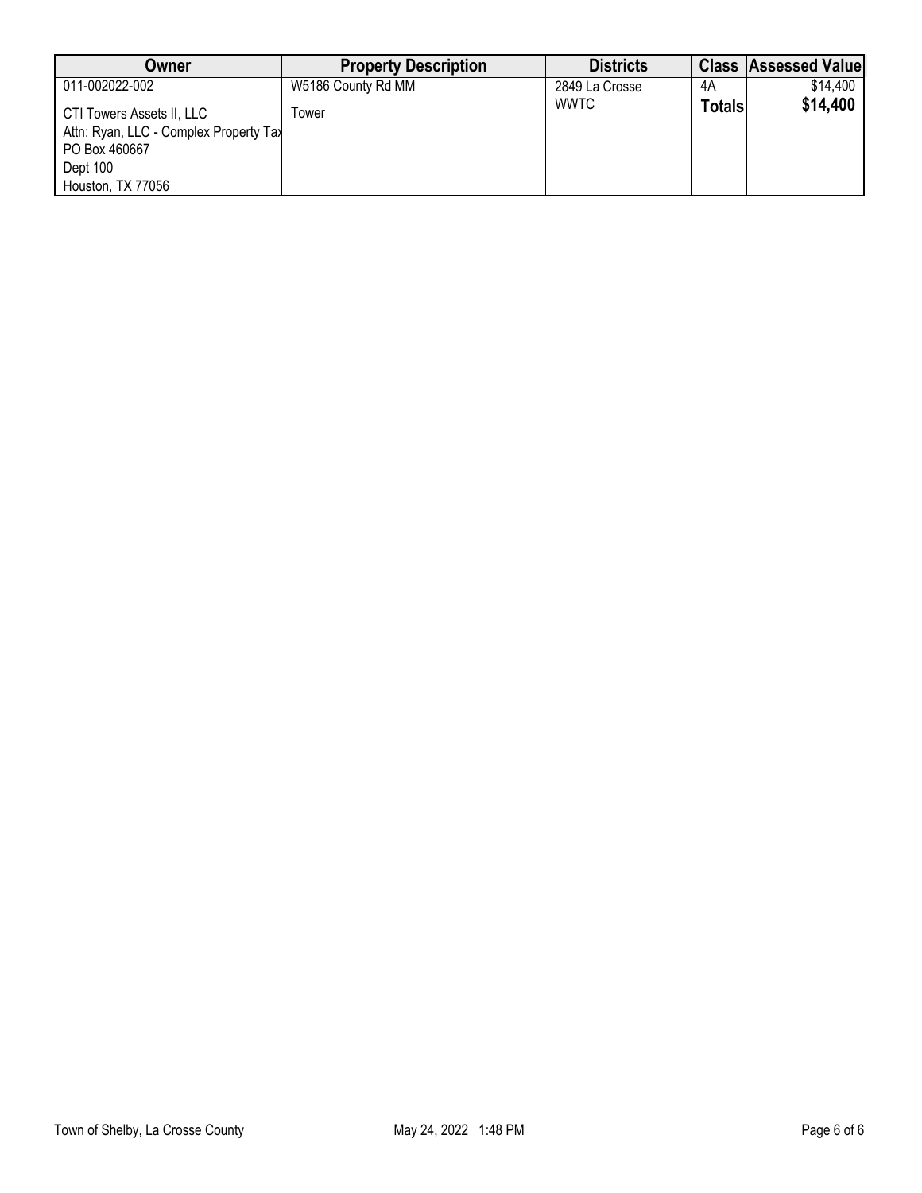| Owner | Property Description | Districts | Class | Assessed Value |
| --- | --- | --- | --- | --- |
| 011-002022-002<br>CTI Towers Assets II, LLC<br>Attn: Ryan, LLC - Complex Property Tax<br>PO Box 460667<br>Dept 100<br>Houston, TX 77056 | W5186 County Rd MM<br>Tower | 2849 La Crosse<br>WWTC | 4A<br>**Totals** | $14,400<br>**$14,400** |